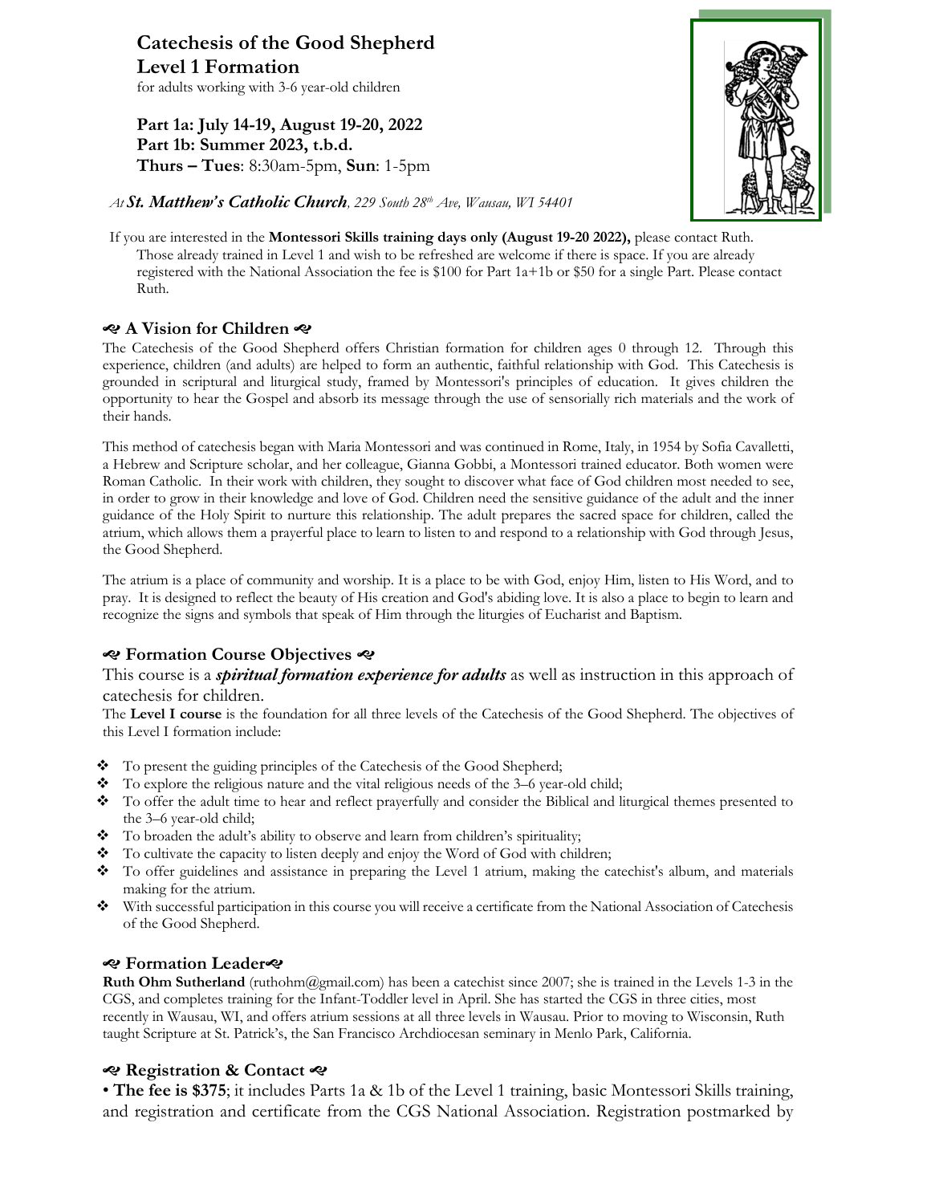# Catechesis of the Good Shepherd
# Level 1 Formation

for adults working with 3-6 year-old children

**Part 1a: July 14-19, August 19-20, 2022**
**Part 1b: Summer 2023, t.b.d.**
**Thurs – Tues**: 8:30am-5pm, **Sun**: 1-5pm

*At* ***St. Matthew's Catholic Church****, 229 South 28th Ave, Wausau, WI 54401*

If you are interested in the **Montessori Skills training days only (August 19-20 2022),** please contact Ruth. Those already trained in Level 1 and wish to be refreshed are welcome if there is space. If you are already registered with the National Association the fee is $100 for Part 1a+1b or $50 for a single Part. Please contact Ruth.

## A Vision for Children

The Catechesis of the Good Shepherd offers Christian formation for children ages 0 through 12. Through this experience, children (and adults) are helped to form an authentic, faithful relationship with God. This Catechesis is grounded in scriptural and liturgical study, framed by Montessori's principles of education. It gives children the opportunity to hear the Gospel and absorb its message through the use of sensorially rich materials and the work of their hands.

This method of catechesis began with Maria Montessori and was continued in Rome, Italy, in 1954 by Sofia Cavalletti, a Hebrew and Scripture scholar, and her colleague, Gianna Gobbi, a Montessori trained educator. Both women were Roman Catholic. In their work with children, they sought to discover what face of God children most needed to see, in order to grow in their knowledge and love of God. Children need the sensitive guidance of the adult and the inner guidance of the Holy Spirit to nurture this relationship. The adult prepares the sacred space for children, called the atrium, which allows them a prayerful place to learn to listen to and respond to a relationship with God through Jesus, the Good Shepherd.

The atrium is a place of community and worship. It is a place to be with God, enjoy Him, listen to His Word, and to pray. It is designed to reflect the beauty of His creation and God's abiding love. It is also a place to begin to learn and recognize the signs and symbols that speak of Him through the liturgies of Eucharist and Baptism.

## Formation Course Objectives

This course is a ***spiritual formation experience for adults*** as well as instruction in this approach of catechesis for children.

The **Level I course** is the foundation for all three levels of the Catechesis of the Good Shepherd. The objectives of this Level I formation include:

- To present the guiding principles of the Catechesis of the Good Shepherd;
- To explore the religious nature and the vital religious needs of the 3–6 year-old child;
- To offer the adult time to hear and reflect prayerfully and consider the Biblical and liturgical themes presented to the 3–6 year-old child;
- To broaden the adult's ability to observe and learn from children's spirituality;
- To cultivate the capacity to listen deeply and enjoy the Word of God with children;
- To offer guidelines and assistance in preparing the Level 1 atrium, making the catechist's album, and materials making for the atrium.
- With successful participation in this course you will receive a certificate from the National Association of Catechesis of the Good Shepherd.

## Formation Leader

**Ruth Ohm Sutherland** (ruthohm@gmail.com) has been a catechist since 2007; she is trained in the Levels 1-3 in the CGS, and completes training for the Infant-Toddler level in April. She has started the CGS in three cities, most recently in Wausau, WI, and offers atrium sessions at all three levels in Wausau. Prior to moving to Wisconsin, Ruth taught Scripture at St. Patrick's, the San Francisco Archdiocesan seminary in Menlo Park, California.

## Registration & Contact

• **The fee is $375**; it includes Parts 1a & 1b of the Level 1 training, basic Montessori Skills training, and registration and certificate from the CGS National Association. Registration postmarked by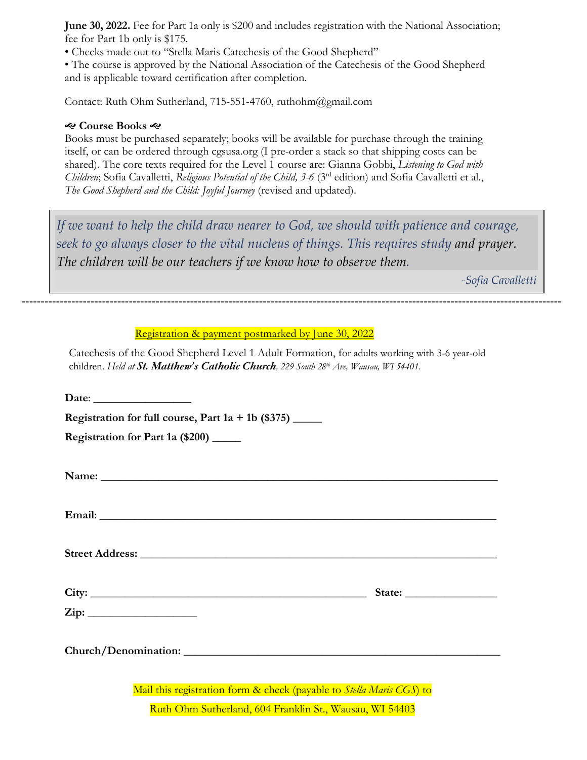**June 30, 2022.** Fee for Part 1a only is $200 and includes registration with the National Association; fee for Part 1b only is $175.

- Checks made out to "Stella Maris Catechesis of the Good Shepherd"
- The course is approved by the National Association of the Catechesis of the Good Shepherd and is applicable toward certification after completion.

Contact: Ruth Ohm Sutherland, 715-551-4760, ruthohm@gmail.com

**Course Books**

Books must be purchased separately; books will be available for purchase through the training itself, or can be ordered through cgsusa.org (I pre-order a stack so that shipping costs can be shared). The core texts required for the Level 1 course are: Gianna Gobbi, *Listening to God with Children*; Sofia Cavalletti, *Religious Potential of the Child, 3-6* (3rd edition) and Sofia Cavalletti et al., *The Good Shepherd and the Child: Joyful Journey* (revised and updated).

> *If we want to help the child draw nearer to God, we should with patience and courage, seek to go always closer to the vital nucleus of things. This requires study and prayer. The children will be our teachers if we know how to observe them.*
>
> *-Sofia Cavalletti*

---

Registration & payment postmarked by June 30, 2022

Catechesis of the Good Shepherd Level 1 Adult Formation, for adults working with 3-6 year-old children. *Held at **St. Matthew's Catholic Church**, 229 South 28th Ave, Wausau, WI 54401.*

**Date**: _________________

**Registration for full course, Part 1a + 1b ($375)** _____

**Registration for Part 1a ($200)** _____

**Name:** ______________________________________________________________________

**Email**: ______________________________________________________________________

**Street Address:** _______________________________________________________________

**City:** _______________________________________________ **State:** ________________

**Zip:** ___________________

**Church/Denomination:** __________________________________________________________

Mail this registration form & check (payable to *Stella Maris CGS*) to

Ruth Ohm Sutherland, 604 Franklin St., Wausau, WI 54403